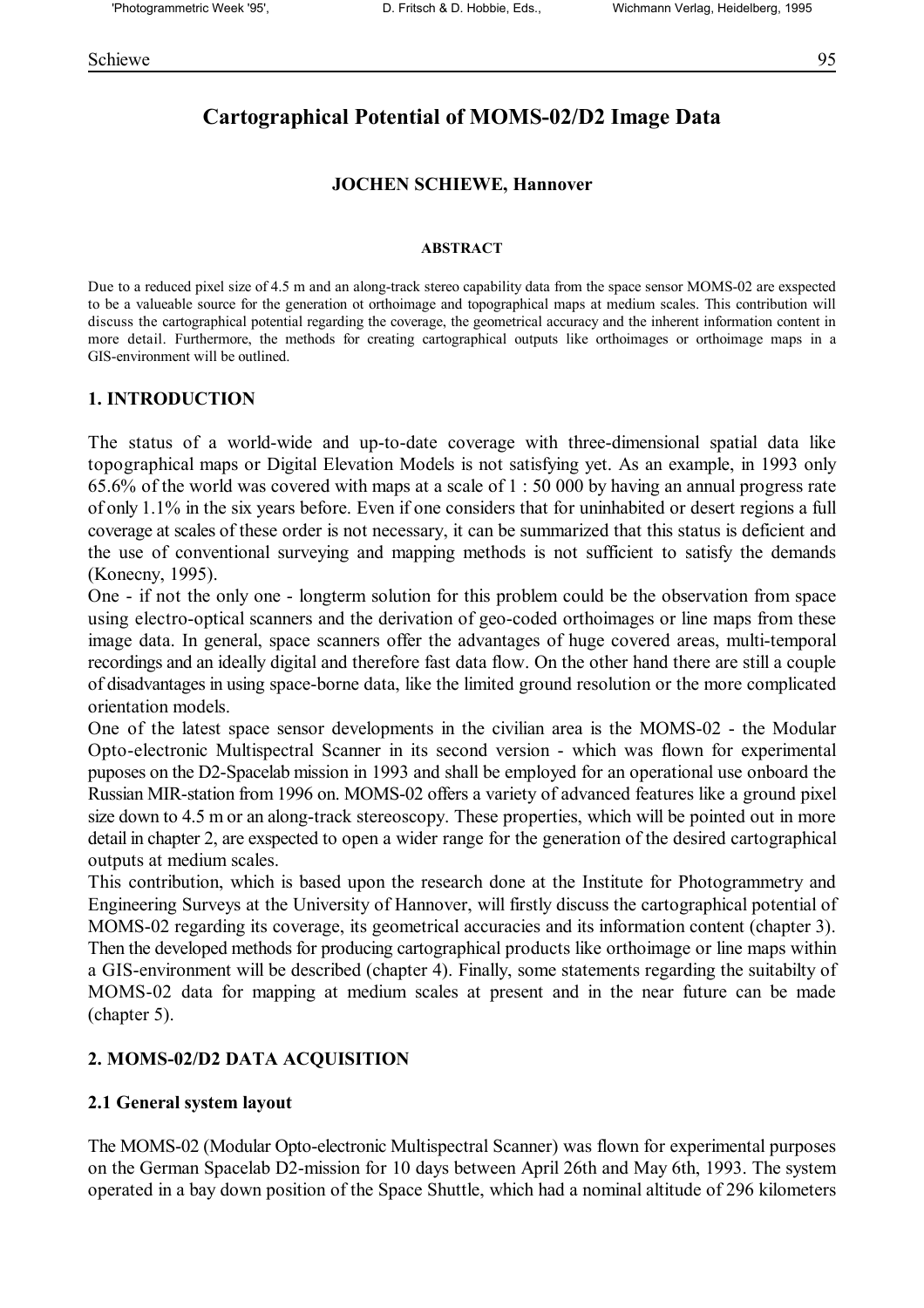# Cartographical Potential of MOMS-02/D2 Image Data

**JOCHEN SCHIEWE, Hannover**

**ABSTRACT**

Due to a reduced pixel size of 4.5 m and an along-track stereo capability data from the space sensor MOMS-02 are exspected to be a valueable source for the generation ot orthoimage and topographical maps at medium scales. This contribution will discuss the cartographical potential regarding the coverage, the geometrical accuracy and the inherent information content in more detail. Furthermore, the methods for creating cartographical outputs like orthoimages or orthoimage maps in a GIS-environment will be outlined.

## 1. INTRODUCTION

The status of a world-wide and up-to-date coverage with three-dimensional spatial data like topographical maps or Digital Elevation Models is not satisfying yet. As an example, in 1993 only 65.6% of the world was covered with maps at a scale of 1 : 50 000 by having an annual progress rate of only 1.1% in the six years before. Even if one considers that for uninhabited or desert regions a full coverage at scales of these order is not necessary, it can be summarized that this status is deficient and the use of conventional surveying and mapping methods is not sufficient to satisfy the demands (Konecny, 1995).

One - if not the only one - longterm solution for this problem could be the observation from space using electro-optical scanners and the derivation of geo-coded orthoimages or line maps from these image data. In general, space scanners offer the advantages of huge covered areas, multi-temporal recordings and an ideally digital and therefore fast data flow. On the other hand there are still a couple of disadvantages in using space-borne data, like the limited ground resolution or the more complicated orientation models.

One of the latest space sensor developments in the civilian area is the MOMS-02 - the Modular Opto-electronic Multispectral Scanner in its second version - which was flown for experimental puposes on the D2-Spacelab mission in 1993 and shall be employed for an operational use onboard the Russian MIR-station from 1996 on. MOMS-02 offers a variety of advanced features like a ground pixel size down to 4.5 m or an along-track stereoscopy. These properties, which will be pointed out in more detail in chapter 2, are exspected to open a wider range for the generation of the desired cartographical outputs at medium scales.

This contribution, which is based upon the research done at the Institute for Photogrammetry and Engineering Surveys at the University of Hannover, will firstly discuss the cartographical potential of MOMS-02 regarding its coverage, its geometrical accuracies and its information content (chapter 3). Then the developed methods for producing cartographical products like orthoimage or line maps within a GIS-environment will be described (chapter 4). Finally, some statements regarding the suitabilty of MOMS-02 data for mapping at medium scales at present and in the near future can be made (chapter 5).

## 2. MOMS-02/D2 DATA ACQUISITION

### 2.1 General system layout

The MOMS-02 (Modular Opto-electronic Multispectral Scanner) was flown for experimental purposes on the German Spacelab D2-mission for 10 days between April 26th and May 6th, 1993. The system operated in a bay down position of the Space Shuttle, which had a nominal altitude of 296 kilometers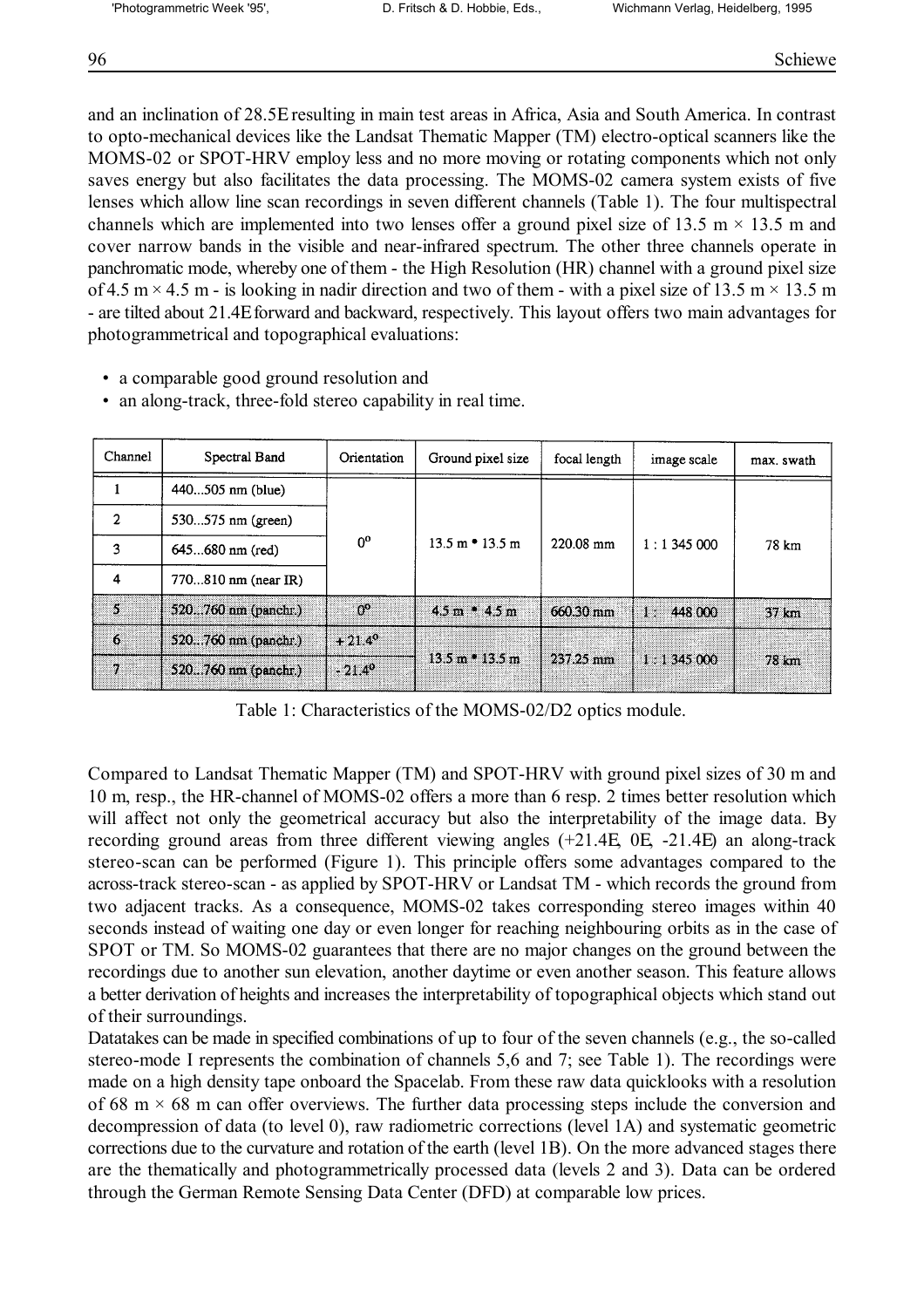and an inclination of 28.5E resulting in main test areas in Africa, Asia and South America. In contrast to opto-mechanical devices like the Landsat Thematic Mapper (TM) electro-optical scanners like the MOMS-02 or SPOT-HRV employ less and no more moving or rotating components which not only saves energy but also facilitates the data processing. The MOMS-02 camera system exists of five lenses which allow line scan recordings in seven different channels (Table 1). The four multispectral channels which are implemented into two lenses offer a ground pixel size of 13.5 m × 13.5 m and cover narrow bands in the visible and near-infrared spectrum. The other three channels operate in panchromatic mode, whereby one of them - the High Resolution (HR) channel with a ground pixel size of 4.5 m × 4.5 m - is looking in nadir direction and two of them - with a pixel size of 13.5 m × 13.5 m - are tilted about 21.4E forward and backward, respectively. This layout offers two main advantages for photogrammetrical and topographical evaluations:

- a comparable good ground resolution and
- an along-track, three-fold stereo capability in real time.

| Channel | Spectral Band | Orientation | Ground pixel size | focal length | image scale | max. swath |
|---|---|---|---|---|---|---|
| 1 | 440...505 nm (blue) | 0° | 13.5 m • 13.5 m | 220.08 mm | 1 : 1 345 000 | 78 km |
| 2 | 530...575 nm (green) | | | | | |
| 3 | 645...680 nm (red) | | | | | |
| 4 | 770...810 nm (near IR) | | | | | |
| 5 | 520...760 nm (panchr.) | 0° | 4.5 m • 4.5 m | 660.30 mm | 1 : 448 000 | 37 km |
| 6 | 520...760 nm (panchr.) | + 21.4° | 13.5 m • 13.5 m | 237.25 mm | 1 : 1 345 000 | 78 km |
| 7 | 520...760 nm (panchr.) | - 21.4° | | | | |

Table 1: Characteristics of the MOMS-02/D2 optics module.

Compared to Landsat Thematic Mapper (TM) and SPOT-HRV with ground pixel sizes of 30 m and 10 m, resp., the HR-channel of MOMS-02 offers a more than 6 resp. 2 times better resolution which will affect not only the geometrical accuracy but also the interpretability of the image data. By recording ground areas from three different viewing angles (+21.4E, 0E, -21.4E) an along-track stereo-scan can be performed (Figure 1). This principle offers some advantages compared to the across-track stereo-scan - as applied by SPOT-HRV or Landsat TM - which records the ground from two adjacent tracks. As a consequence, MOMS-02 takes corresponding stereo images within 40 seconds instead of waiting one day or even longer for reaching neighbouring orbits as in the case of SPOT or TM. So MOMS-02 guarantees that there are no major changes on the ground between the recordings due to another sun elevation, another daytime or even another season. This feature allows a better derivation of heights and increases the interpretability of topographical objects which stand out of their surroundings.

Datatakes can be made in specified combinations of up to four of the seven channels (e.g., the so-called stereo-mode I represents the combination of channels 5,6 and 7; see Table 1). The recordings were made on a high density tape onboard the Spacelab. From these raw data quicklooks with a resolution of 68 m × 68 m can offer overviews. The further data processing steps include the conversion and decompression of data (to level 0), raw radiometric corrections (level 1A) and systematic geometric corrections due to the curvature and rotation of the earth (level 1B). On the more advanced stages there are the thematically and photogrammetrically processed data (levels 2 and 3). Data can be ordered through the German Remote Sensing Data Center (DFD) at comparable low prices.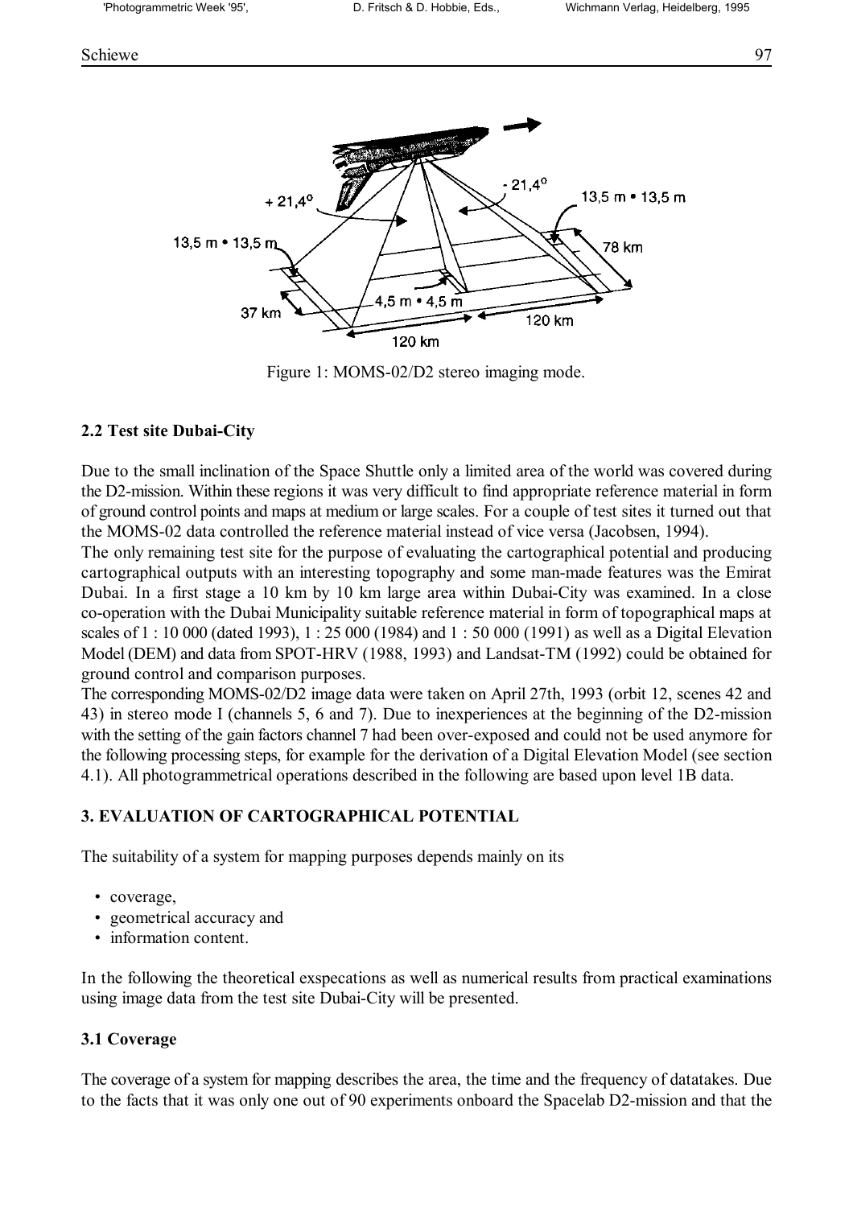Figure 1: MOMS-02/D2 stereo imaging mode.

## 2.2 Test site Dubai-City

Due to the small inclination of the Space Shuttle only a limited area of the world was covered during the D2-mission. Within these regions it was very difficult to find appropriate reference material in form of ground control points and maps at medium or large scales. For a couple of test sites it turned out that the MOMS-02 data controlled the reference material instead of vice versa (Jacobsen, 1994).

The only remaining test site for the purpose of evaluating the cartographical potential and producing cartographical outputs with an interesting topography and some man-made features was the Emirat Dubai. In a first stage a 10 km by 10 km large area within Dubai-City was examined. In a close co-operation with the Dubai Municipality suitable reference material in form of topographical maps at scales of 1 : 10 000 (dated 1993), 1 : 25 000 (1984) and 1 : 50 000 (1991) as well as a Digital Elevation Model (DEM) and data from SPOT-HRV (1988, 1993) and Landsat-TM (1992) could be obtained for ground control and comparison purposes.

The corresponding MOMS-02/D2 image data were taken on April 27th, 1993 (orbit 12, scenes 42 and 43) in stereo mode I (channels 5, 6 and 7). Due to inexperiences at the beginning of the D2-mission with the setting of the gain factors channel 7 had been over-exposed and could not be used anymore for the following processing steps, for example for the derivation of a Digital Elevation Model (see section 4.1). All photogrammetrical operations described in the following are based upon level 1B data.

## 3. EVALUATION OF CARTOGRAPHICAL POTENTIAL

The suitability of a system for mapping purposes depends mainly on its

- coverage,
- geometrical accuracy and
- information content.

In the following the theoretical exspecations as well as numerical results from practical examinations using image data from the test site Dubai-City will be presented.

## 3.1 Coverage

The coverage of a system for mapping describes the area, the time and the frequency of datatakes. Due to the facts that it was only one out of 90 experiments onboard the Spacelab D2-mission and that the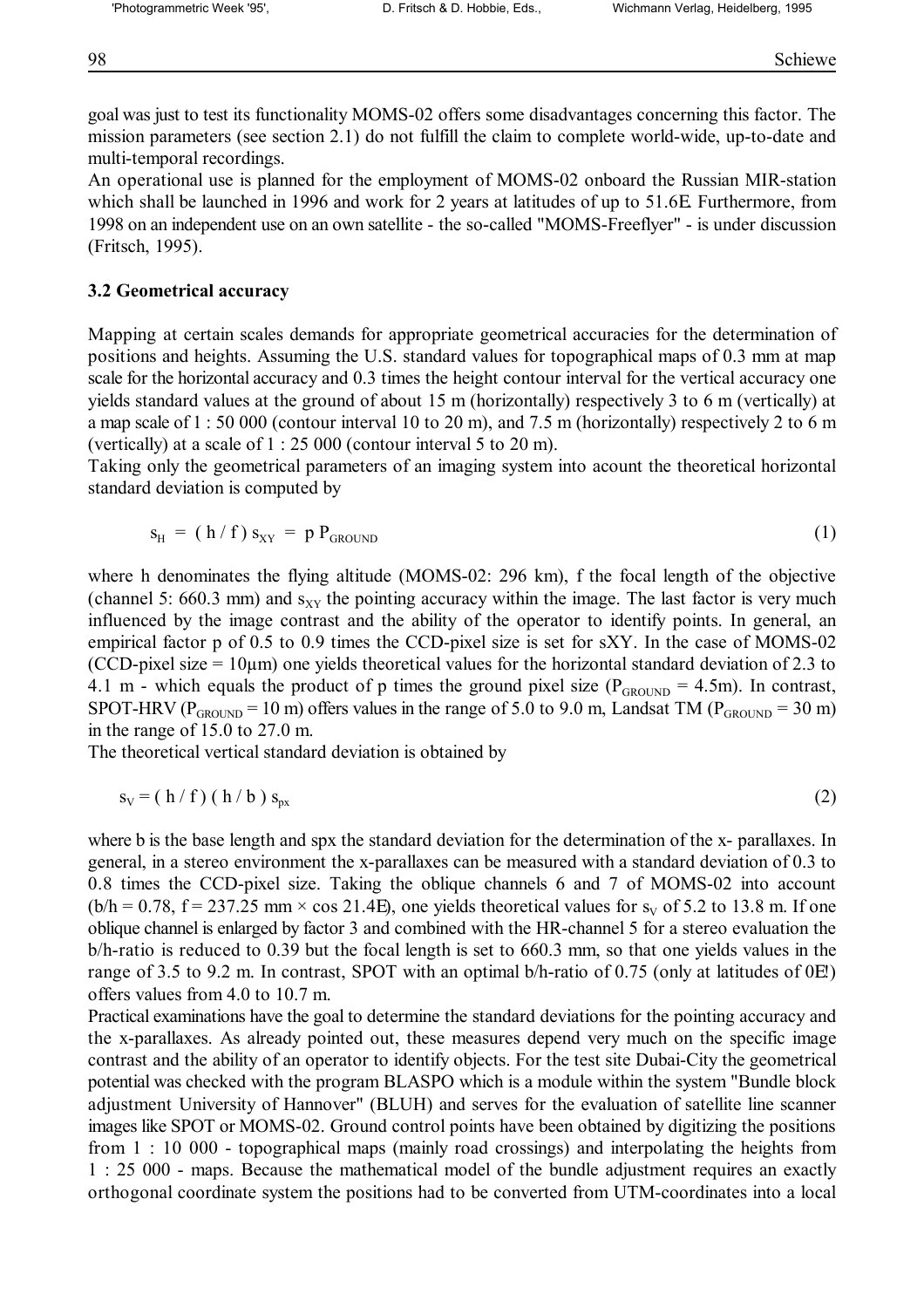goal was just to test its functionality MOMS-02 offers some disadvantages concerning this factor. The mission parameters (see section 2.1) do not fulfill the claim to complete world-wide, up-to-date and multi-temporal recordings.

An operational use is planned for the employment of MOMS-02 onboard the Russian MIR-station which shall be launched in 1996 and work for 2 years at latitudes of up to 51.6E. Furthermore, from 1998 on an independent use on an own satellite - the so-called "MOMS-Freeflyer" - is under discussion (Fritsch, 1995).

### 3.2 Geometrical accuracy

Mapping at certain scales demands for appropriate geometrical accuracies for the determination of positions and heights. Assuming the U.S. standard values for topographical maps of 0.3 mm at map scale for the horizontal accuracy and 0.3 times the height contour interval for the vertical accuracy one yields standard values at the ground of about 15 m (horizontally) respectively 3 to 6 m (vertically) at a map scale of 1 : 50 000 (contour interval 10 to 20 m), and 7.5 m (horizontally) respectively 2 to 6 m (vertically) at a scale of 1 : 25 000 (contour interval 5 to 20 m).

Taking only the geometrical parameters of an imaging system into acount the theoretical horizontal standard deviation is computed by

$$s_H = ( h / f ) \, s_{XY} = p \, P_{GROUND} \tag{1}$$

where h denominates the flying altitude (MOMS-02: 296 km), f the focal length of the objective (channel 5: 660.3 mm) and $s_{XY}$ the pointing accuracy within the image. The last factor is very much influenced by the image contrast and the ability of the operator to identify points. In general, an empirical factor p of 0.5 to 0.9 times the CCD-pixel size is set for sXY. In the case of MOMS-02 (CCD-pixel size = 10µm) one yields theoretical values for the horizontal standard deviation of 2.3 to 4.1 m - which equals the product of p times the ground pixel size ($P_{GROUND}$ = 4.5m). In contrast, SPOT-HRV ($P_{GROUND}$ = 10 m) offers values in the range of 5.0 to 9.0 m, Landsat TM ($P_{GROUND}$ = 30 m) in the range of 15.0 to 27.0 m.

The theoretical vertical standard deviation is obtained by

$$s_V = ( h / f ) ( h / b ) \, s_{px} \tag{2}$$

where b is the base length and spx the standard deviation for the determination of the x- parallaxes. In general, in a stereo environment the x-parallaxes can be measured with a standard deviation of 0.3 to 0.8 times the CCD-pixel size. Taking the oblique channels 6 and 7 of MOMS-02 into account (b/h = 0.78, f = 237.25 mm × cos 21.4E), one yields theoretical values for $s_V$ of 5.2 to 13.8 m. If one oblique channel is enlarged by factor 3 and combined with the HR-channel 5 for a stereo evaluation the b/h-ratio is reduced to 0.39 but the focal length is set to 660.3 mm, so that one yields values in the range of 3.5 to 9.2 m. In contrast, SPOT with an optimal b/h-ratio of 0.75 (only at latitudes of 0E!) offers values from 4.0 to 10.7 m.

Practical examinations have the goal to determine the standard deviations for the pointing accuracy and the x-parallaxes. As already pointed out, these measures depend very much on the specific image contrast and the ability of an operator to identify objects. For the test site Dubai-City the geometrical potential was checked with the program BLASPO which is a module within the system "Bundle block adjustment University of Hannover" (BLUH) and serves for the evaluation of satellite line scanner images like SPOT or MOMS-02. Ground control points have been obtained by digitizing the positions from 1 : 10 000 - topographical maps (mainly road crossings) and interpolating the heights from 1 : 25 000 - maps. Because the mathematical model of the bundle adjustment requires an exactly orthogonal coordinate system the positions had to be converted from UTM-coordinates into a local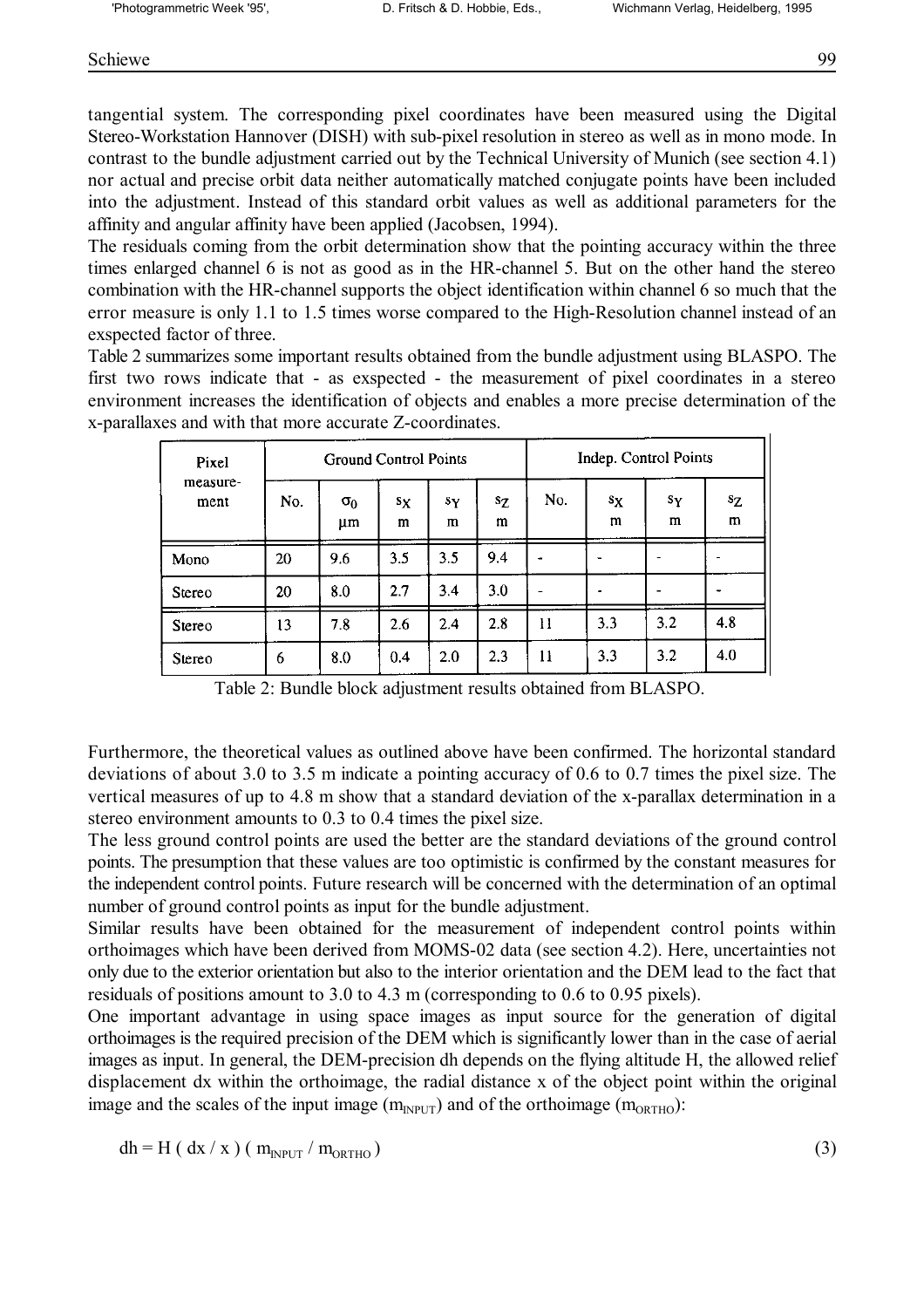tangential system. The corresponding pixel coordinates have been measured using the Digital Stereo-Workstation Hannover (DISH) with sub-pixel resolution in stereo as well as in mono mode. In contrast to the bundle adjustment carried out by the Technical University of Munich (see section 4.1) nor actual and precise orbit data neither automatically matched conjugate points have been included into the adjustment. Instead of this standard orbit values as well as additional parameters for the affinity and angular affinity have been applied (Jacobsen, 1994).

The residuals coming from the orbit determination show that the pointing accuracy within the three times enlarged channel 6 is not as good as in the HR-channel 5. But on the other hand the stereo combination with the HR-channel supports the object identification within channel 6 so much that the error measure is only 1.1 to 1.5 times worse compared to the High-Resolution channel instead of an exspected factor of three.

Table 2 summarizes some important results obtained from the bundle adjustment using BLASPO. The first two rows indicate that - as exspected - the measurement of pixel coordinates in a stereo environment increases the identification of objects and enables a more precise determination of the x-parallaxes and with that more accurate Z-coordinates.

| Pixel measurement | Ground Control Points | | | | | Indep. Control Points | | | |
|---|---|---|---|---|---|---|---|---|---|
| | No. | $\sigma_0$ µm | $s_X$ m | $s_Y$ m | $s_Z$ m | No. | $s_X$ m | $s_Y$ m | $s_Z$ m |
| Mono | 20 | 9.6 | 3.5 | 3.5 | 9.4 | - | - | - | - |
| Stereo | 20 | 8.0 | 2.7 | 3.4 | 3.0 | - | - | - | - |
| Stereo | 13 | 7.8 | 2.6 | 2.4 | 2.8 | 11 | 3.3 | 3.2 | 4.8 |
| Stereo | 6 | 8.0 | 0.4 | 2.0 | 2.3 | 11 | 3.3 | 3.2 | 4.0 |

Table 2: Bundle block adjustment results obtained from BLASPO.

Furthermore, the theoretical values as outlined above have been confirmed. The horizontal standard deviations of about 3.0 to 3.5 m indicate a pointing accuracy of 0.6 to 0.7 times the pixel size. The vertical measures of up to 4.8 m show that a standard deviation of the x-parallax determination in a stereo environment amounts to 0.3 to 0.4 times the pixel size.

The less ground control points are used the better are the standard deviations of the ground control points. The presumption that these values are too optimistic is confirmed by the constant measures for the independent control points. Future research will be concerned with the determination of an optimal number of ground control points as input for the bundle adjustment.

Similar results have been obtained for the measurement of independent control points within orthoimages which have been derived from MOMS-02 data (see section 4.2). Here, uncertainties not only due to the exterior orientation but also to the interior orientation and the DEM lead to the fact that residuals of positions amount to 3.0 to 4.3 m (corresponding to 0.6 to 0.95 pixels).

One important advantage in using space images as input source for the generation of digital orthoimages is the required precision of the DEM which is significantly lower than in the case of aerial images as input. In general, the DEM-precision dh depends on the flying altitude H, the allowed relief displacement dx within the orthoimage, the radial distance x of the object point within the original image and the scales of the input image ($m_{INPUT}$) and of the orthoimage ($m_{ORTHO}$):

$$dh = H \, ( dx / x ) \, ( m_{INPUT} / m_{ORTHO} ) \tag{3}$$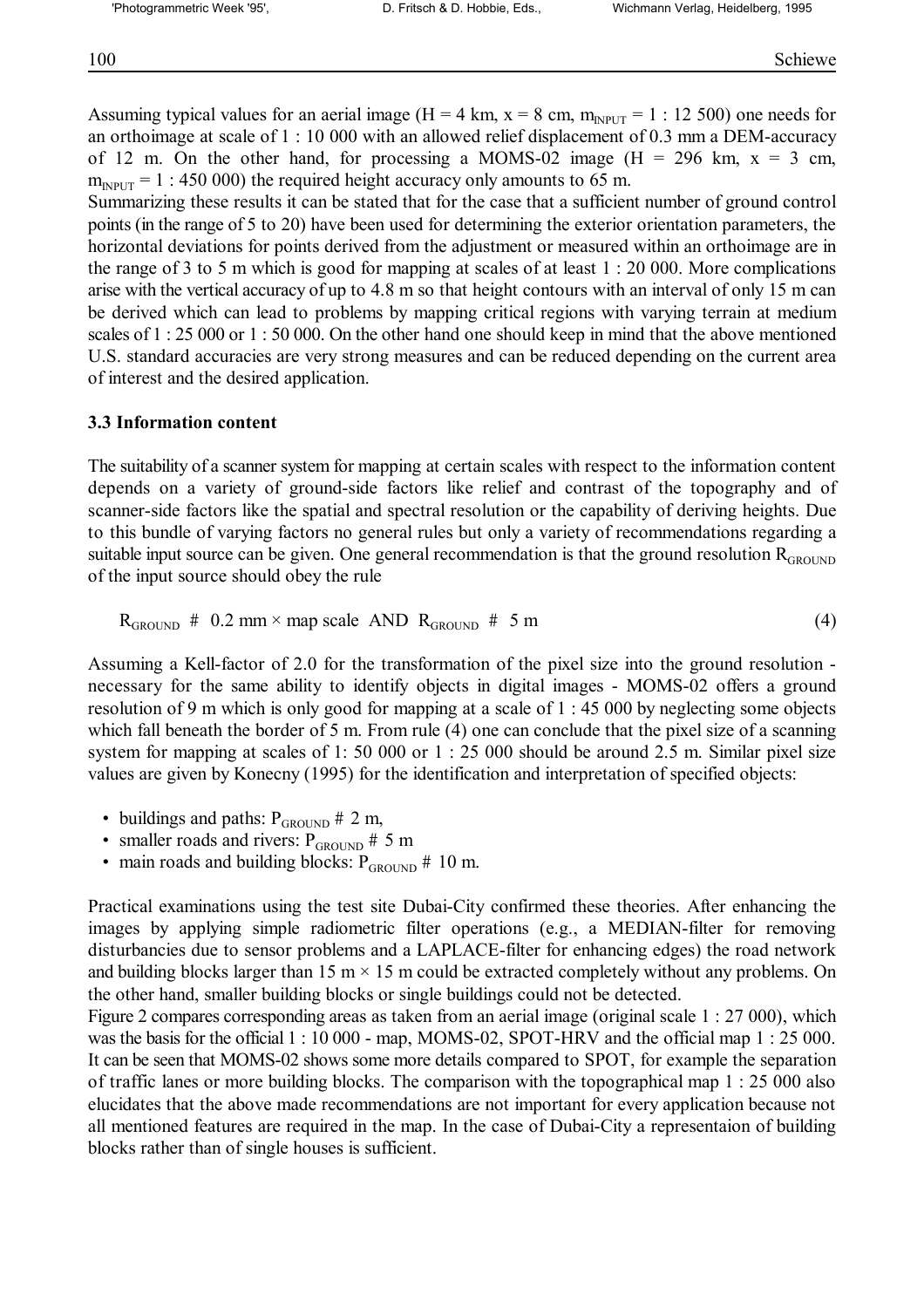Assuming typical values for an aerial image (H = 4 km, x = 8 cm, $m_{INPUT}$ = 1 : 12 500) one needs for an orthoimage at scale of 1 : 10 000 with an allowed relief displacement of 0.3 mm a DEM-accuracy of 12 m. On the other hand, for processing a MOMS-02 image (H = 296 km, x = 3 cm, $m_{INPUT}$ = 1 : 450 000) the required height accuracy only amounts to 65 m.

Summarizing these results it can be stated that for the case that a sufficient number of ground control points (in the range of 5 to 20) have been used for determining the exterior orientation parameters, the horizontal deviations for points derived from the adjustment or measured within an orthoimage are in the range of 3 to 5 m which is good for mapping at scales of at least 1 : 20 000. More complications arise with the vertical accuracy of up to 4.8 m so that height contours with an interval of only 15 m can be derived which can lead to problems by mapping critical regions with varying terrain at medium scales of 1 : 25 000 or 1 : 50 000. On the other hand one should keep in mind that the above mentioned U.S. standard accuracies are very strong measures and can be reduced depending on the current area of interest and the desired application.

### 3.3 Information content

The suitability of a scanner system for mapping at certain scales with respect to the information content depends on a variety of ground-side factors like relief and contrast of the topography and of scanner-side factors like the spatial and spectral resolution or the capability of deriving heights. Due to this bundle of varying factors no general rules but only a variety of recommendations regarding a suitable input source can be given. One general recommendation is that the ground resolution $R_{GROUND}$ of the input source should obey the rule

$$R_{GROUND} \ \# \ 0.2 \text{ mm} \times \text{map scale AND } R_{GROUND} \ \# \ 5 \text{ m} \qquad (4)$$

Assuming a Kell-factor of 2.0 for the transformation of the pixel size into the ground resolution - necessary for the same ability to identify objects in digital images - MOMS-02 offers a ground resolution of 9 m which is only good for mapping at a scale of 1 : 45 000 by neglecting some objects which fall beneath the border of 5 m. From rule (4) one can conclude that the pixel size of a scanning system for mapping at scales of 1: 50 000 or 1 : 25 000 should be around 2.5 m. Similar pixel size values are given by Konecny (1995) for the identification and interpretation of specified objects:

- buildings and paths: $P_{GROUND}$ # 2 m,
- smaller roads and rivers: $P_{GROUND}$ # 5 m
- main roads and building blocks: $P_{GROUND}$ # 10 m.

Practical examinations using the test site Dubai-City confirmed these theories. After enhancing the images by applying simple radiometric filter operations (e.g., a MEDIAN-filter for removing disturbancies due to sensor problems and a LAPLACE-filter for enhancing edges) the road network and building blocks larger than 15 m × 15 m could be extracted completely without any problems. On the other hand, smaller building blocks or single buildings could not be detected.

Figure 2 compares corresponding areas as taken from an aerial image (original scale 1 : 27 000), which was the basis for the official 1 : 10 000 - map, MOMS-02, SPOT-HRV and the official map 1 : 25 000. It can be seen that MOMS-02 shows some more details compared to SPOT, for example the separation of traffic lanes or more building blocks. The comparison with the topographical map 1 : 25 000 also elucidates that the above made recommendations are not important for every application because not all mentioned features are required in the map. In the case of Dubai-City a representaion of building blocks rather than of single houses is sufficient.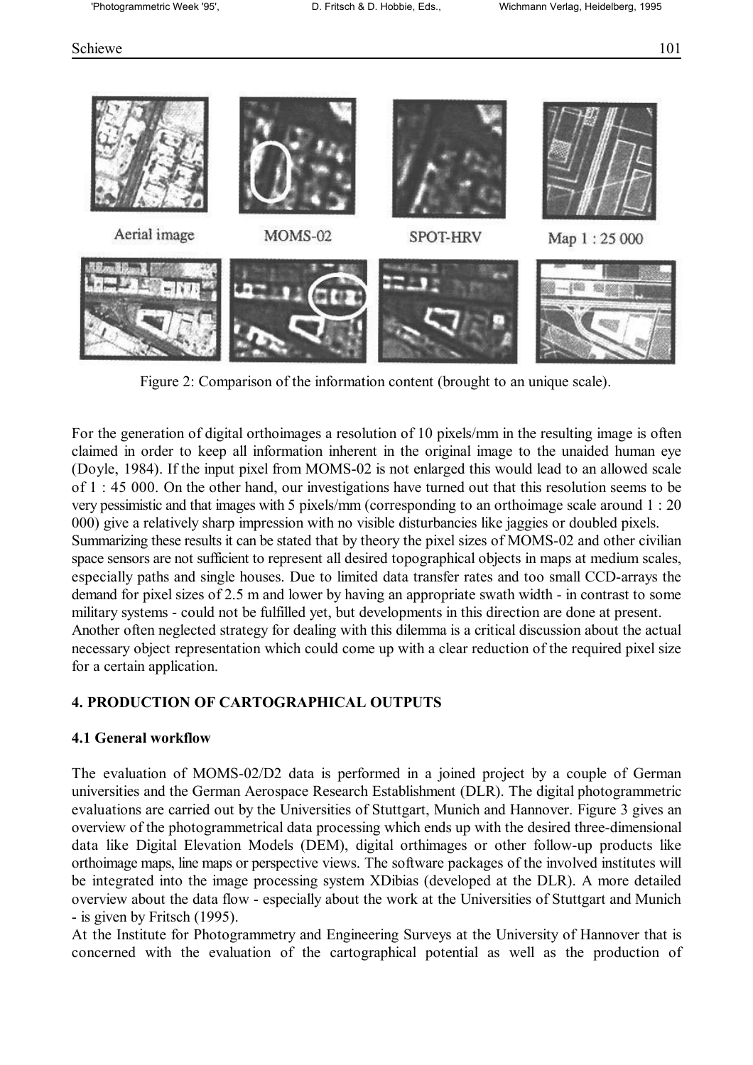Aerial image MOMS-02 SPOT-HRV Map 1 : 25 000

Figure 2: Comparison of the information content (brought to an unique scale).

For the generation of digital orthoimages a resolution of 10 pixels/mm in the resulting image is often claimed in order to keep all information inherent in the original image to the unaided human eye (Doyle, 1984). If the input pixel from MOMS-02 is not enlarged this would lead to an allowed scale of 1 : 45 000. On the other hand, our investigations have turned out that this resolution seems to be very pessimistic and that images with 5 pixels/mm (corresponding to an orthoimage scale around 1 : 20 000) give a relatively sharp impression with no visible disturbancies like jaggies or doubled pixels.

Summarizing these results it can be stated that by theory the pixel sizes of MOMS-02 and other civilian space sensors are not sufficient to represent all desired topographical objects in maps at medium scales, especially paths and single houses. Due to limited data transfer rates and too small CCD-arrays the demand for pixel sizes of 2.5 m and lower by having an appropriate swath width - in contrast to some military systems - could not be fulfilled yet, but developments in this direction are done at present.

Another often neglected strategy for dealing with this dilemma is a critical discussion about the actual necessary object representation which could come up with a clear reduction of the required pixel size for a certain application.

## 4. PRODUCTION OF CARTOGRAPHICAL OUTPUTS

### 4.1 General workflow

The evaluation of MOMS-02/D2 data is performed in a joined project by a couple of German universities and the German Aerospace Research Establishment (DLR). The digital photogrammetric evaluations are carried out by the Universities of Stuttgart, Munich and Hannover. Figure 3 gives an overview of the photogrammetrical data processing which ends up with the desired three-dimensional data like Digital Elevation Models (DEM), digital orthimages or other follow-up products like orthoimage maps, line maps or perspective views. The software packages of the involved institutes will be integrated into the image processing system XDibias (developed at the DLR). A more detailed overview about the data flow - especially about the work at the Universities of Stuttgart and Munich - is given by Fritsch (1995).

At the Institute for Photogrammetry and Engineering Surveys at the University of Hannover that is concerned with the evaluation of the cartographical potential as well as the production of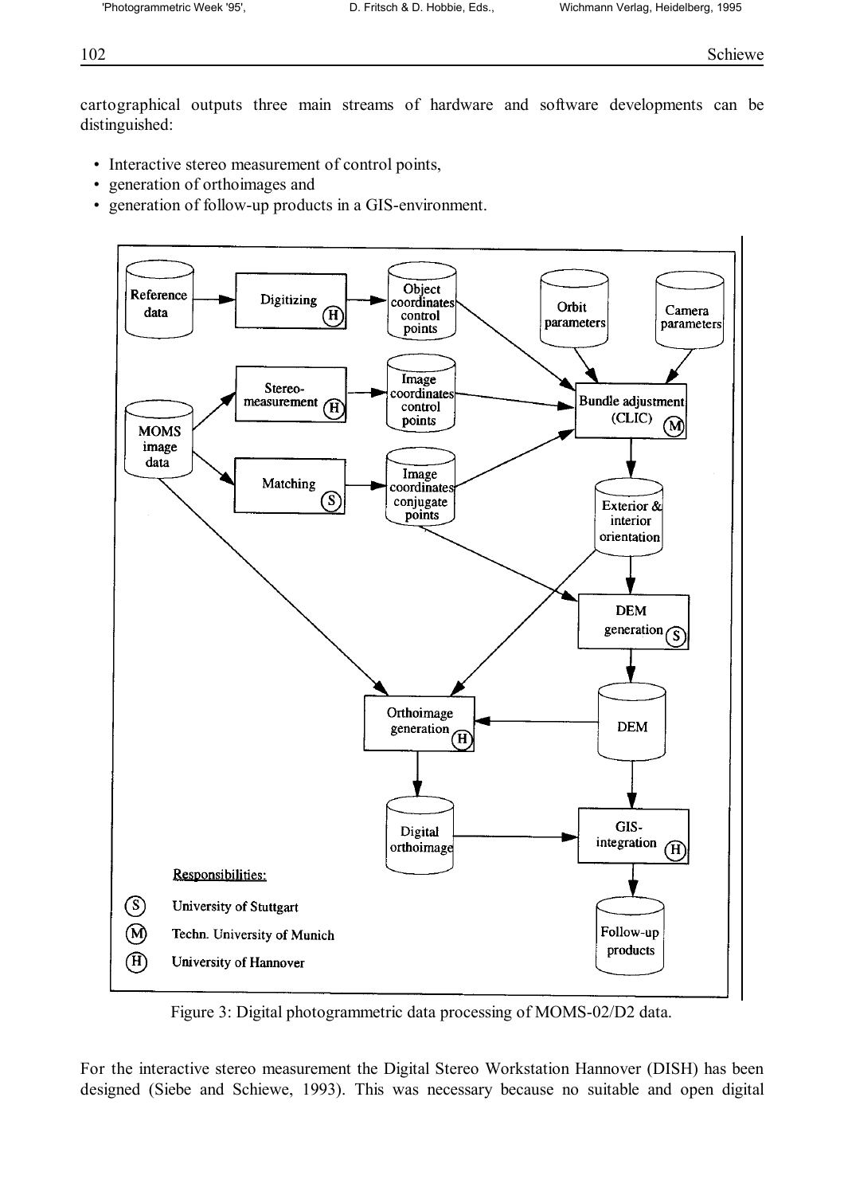cartographical outputs three main streams of hardware and software developments can be distinguished:

- Interactive stereo measurement of control points,
- generation of orthoimages and
- generation of follow-up products in a GIS-environment.

Figure 3: Digital photogrammetric data processing of MOMS-02/D2 data.

For the interactive stereo measurement the Digital Stereo Workstation Hannover (DISH) has been designed (Siebe and Schiewe, 1993). This was necessary because no suitable and open digital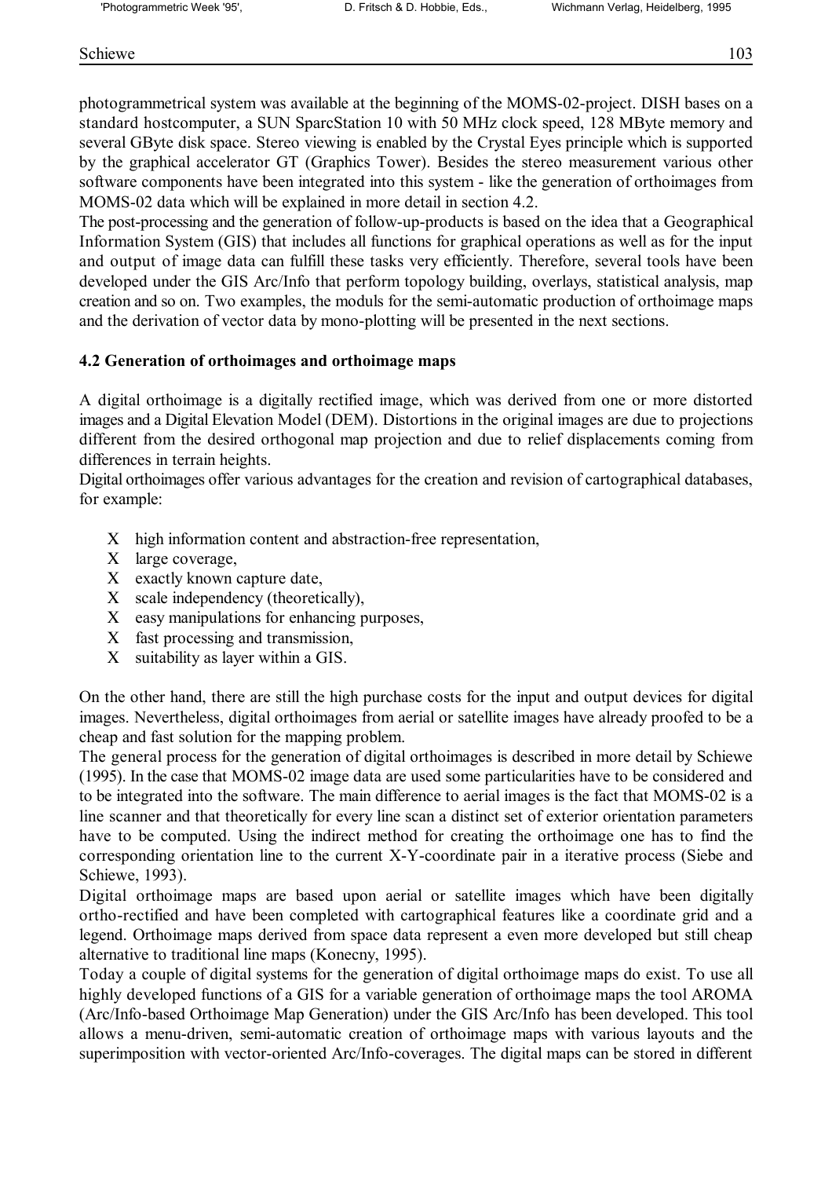photogrammetrical system was available at the beginning of the MOMS-02-project. DISH bases on a standard hostcomputer, a SUN SparcStation 10 with 50 MHz clock speed, 128 MByte memory and several GByte disk space. Stereo viewing is enabled by the Crystal Eyes principle which is supported by the graphical accelerator GT (Graphics Tower). Besides the stereo measurement various other software components have been integrated into this system - like the generation of orthoimages from MOMS-02 data which will be explained in more detail in section 4.2.

The post-processing and the generation of follow-up-products is based on the idea that a Geographical Information System (GIS) that includes all functions for graphical operations as well as for the input and output of image data can fulfill these tasks very efficiently. Therefore, several tools have been developed under the GIS Arc/Info that perform topology building, overlays, statistical analysis, map creation and so on. Two examples, the moduls for the semi-automatic production of orthoimage maps and the derivation of vector data by mono-plotting will be presented in the next sections.

### 4.2 Generation of orthoimages and orthoimage maps

A digital orthoimage is a digitally rectified image, which was derived from one or more distorted images and a Digital Elevation Model (DEM). Distortions in the original images are due to projections different from the desired orthogonal map projection and due to relief displacements coming from differences in terrain heights.

Digital orthoimages offer various advantages for the creation and revision of cartographical databases, for example:

- high information content and abstraction-free representation,
- large coverage,
- exactly known capture date,
- scale independency (theoretically),
- easy manipulations for enhancing purposes,
- fast processing and transmission,
- suitability as layer within a GIS.

On the other hand, there are still the high purchase costs for the input and output devices for digital images. Nevertheless, digital orthoimages from aerial or satellite images have already proofed to be a cheap and fast solution for the mapping problem.

The general process for the generation of digital orthoimages is described in more detail by Schiewe (1995). In the case that MOMS-02 image data are used some particularities have to be considered and to be integrated into the software. The main difference to aerial images is the fact that MOMS-02 is a line scanner and that theoretically for every line scan a distinct set of exterior orientation parameters have to be computed. Using the indirect method for creating the orthoimage one has to find the corresponding orientation line to the current X-Y-coordinate pair in a iterative process (Siebe and Schiewe, 1993).

Digital orthoimage maps are based upon aerial or satellite images which have been digitally ortho-rectified and have been completed with cartographical features like a coordinate grid and a legend. Orthoimage maps derived from space data represent a even more developed but still cheap alternative to traditional line maps (Konecny, 1995).

Today a couple of digital systems for the generation of digital orthoimage maps do exist. To use all highly developed functions of a GIS for a variable generation of orthoimage maps the tool AROMA (Arc/Info-based Orthoimage Map Generation) under the GIS Arc/Info has been developed. This tool allows a menu-driven, semi-automatic creation of orthoimage maps with various layouts and the superimposition with vector-oriented Arc/Info-coverages. The digital maps can be stored in different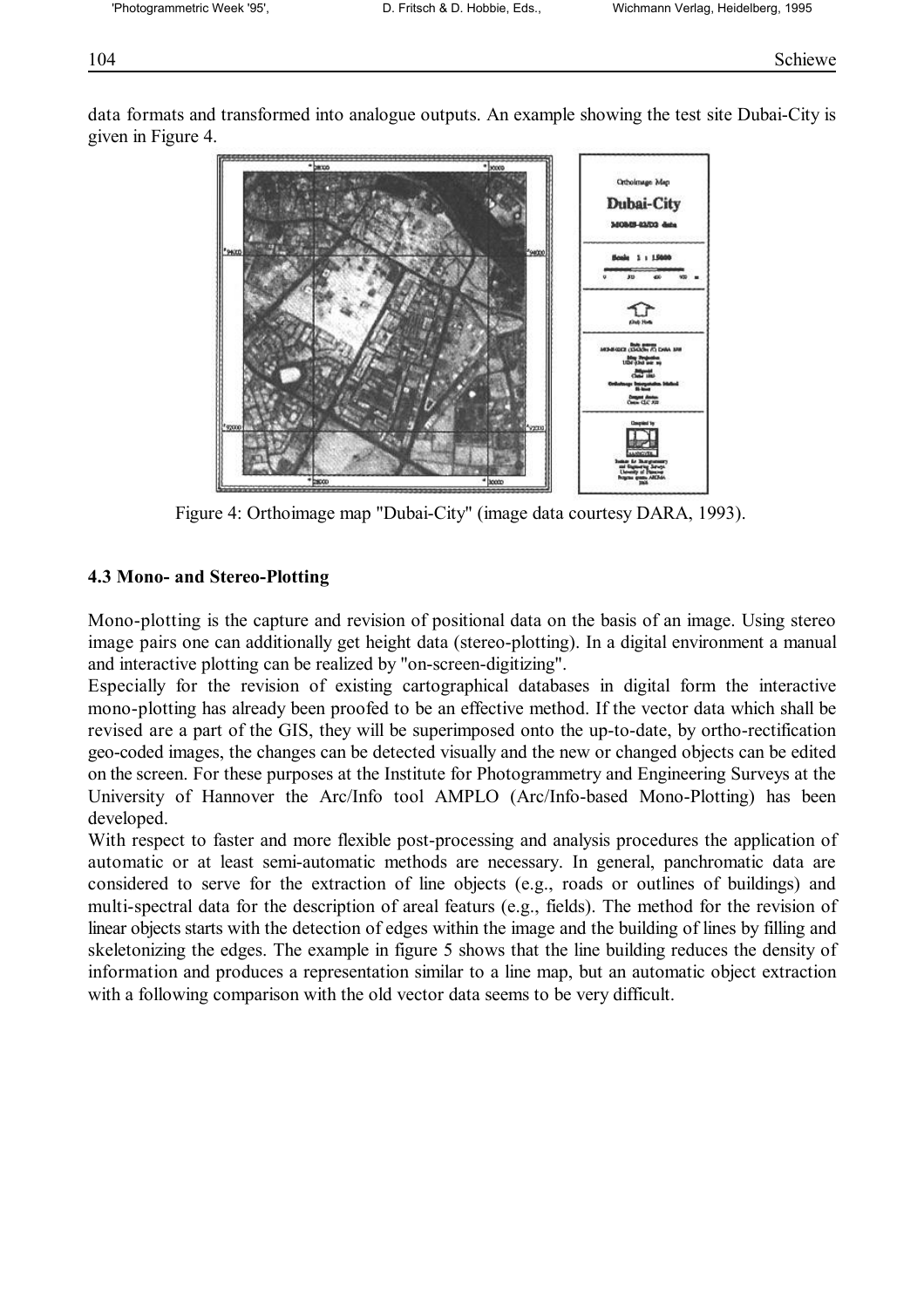data formats and transformed into analogue outputs. An example showing the test site Dubai-City is given in Figure 4.

Figure 4: Orthoimage map "Dubai-City" (image data courtesy DARA, 1993).

### 4.3 Mono- and Stereo-Plotting

Mono-plotting is the capture and revision of positional data on the basis of an image. Using stereo image pairs one can additionally get height data (stereo-plotting). In a digital environment a manual and interactive plotting can be realized by "on-screen-digitizing".

Especially for the revision of existing cartographical databases in digital form the interactive mono-plotting has already been proofed to be an effective method. If the vector data which shall be revised are a part of the GIS, they will be superimposed onto the up-to-date, by ortho-rectification geo-coded images, the changes can be detected visually and the new or changed objects can be edited on the screen. For these purposes at the Institute for Photogrammetry and Engineering Surveys at the University of Hannover the Arc/Info tool AMPLO (Arc/Info-based Mono-Plotting) has been developed.

With respect to faster and more flexible post-processing and analysis procedures the application of automatic or at least semi-automatic methods are necessary. In general, panchromatic data are considered to serve for the extraction of line objects (e.g., roads or outlines of buildings) and multi-spectral data for the description of areal featurs (e.g., fields). The method for the revision of linear objects starts with the detection of edges within the image and the building of lines by filling and skeletonizing the edges. The example in figure 5 shows that the line building reduces the density of information and produces a representation similar to a line map, but an automatic object extraction with a following comparison with the old vector data seems to be very difficult.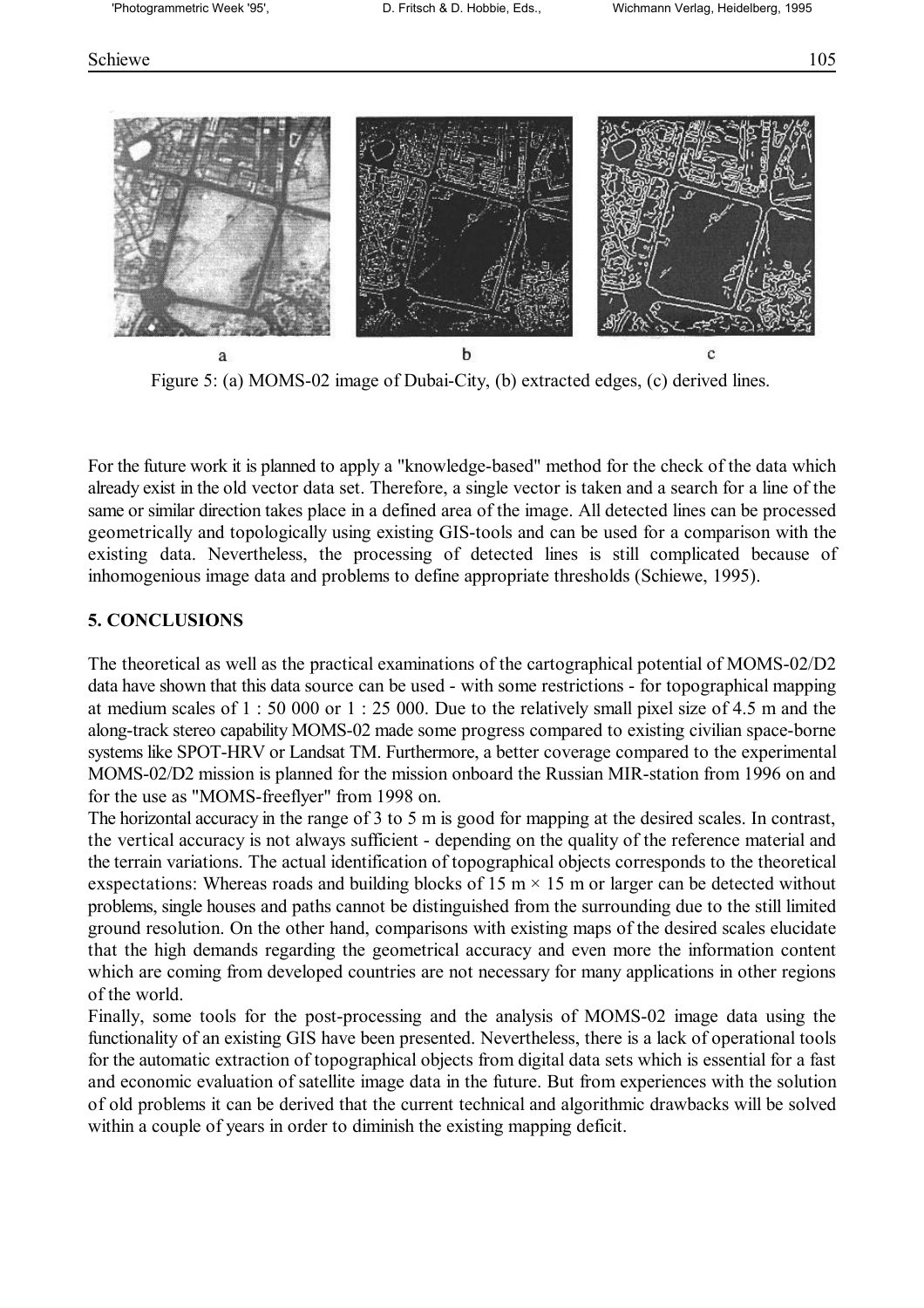Figure 5: (a) MOMS-02 image of Dubai-City, (b) extracted edges, (c) derived lines.

For the future work it is planned to apply a "knowledge-based" method for the check of the data which already exist in the old vector data set. Therefore, a single vector is taken and a search for a line of the same or similar direction takes place in a defined area of the image. All detected lines can be processed geometrically and topologically using existing GIS-tools and can be used for a comparison with the existing data. Nevertheless, the processing of detected lines is still complicated because of inhomogenious image data and problems to define appropriate thresholds (Schiewe, 1995).

## 5. CONCLUSIONS

The theoretical as well as the practical examinations of the cartographical potential of MOMS-02/D2 data have shown that this data source can be used - with some restrictions - for topographical mapping at medium scales of 1 : 50 000 or 1 : 25 000. Due to the relatively small pixel size of 4.5 m and the along-track stereo capability MOMS-02 made some progress compared to existing civilian space-borne systems like SPOT-HRV or Landsat TM. Furthermore, a better coverage compared to the experimental MOMS-02/D2 mission is planned for the mission onboard the Russian MIR-station from 1996 on and for the use as "MOMS-freeflyer" from 1998 on.

The horizontal accuracy in the range of 3 to 5 m is good for mapping at the desired scales. In contrast, the vertical accuracy is not always sufficient - depending on the quality of the reference material and the terrain variations. The actual identification of topographical objects corresponds to the theoretical exspectations: Whereas roads and building blocks of 15 m × 15 m or larger can be detected without problems, single houses and paths cannot be distinguished from the surrounding due to the still limited ground resolution. On the other hand, comparisons with existing maps of the desired scales elucidate that the high demands regarding the geometrical accuracy and even more the information content which are coming from developed countries are not necessary for many applications in other regions of the world.

Finally, some tools for the post-processing and the analysis of MOMS-02 image data using the functionality of an existing GIS have been presented. Nevertheless, there is a lack of operational tools for the automatic extraction of topographical objects from digital data sets which is essential for a fast and economic evaluation of satellite image data in the future. But from experiences with the solution of old problems it can be derived that the current technical and algorithmic drawbacks will be solved within a couple of years in order to diminish the existing mapping deficit.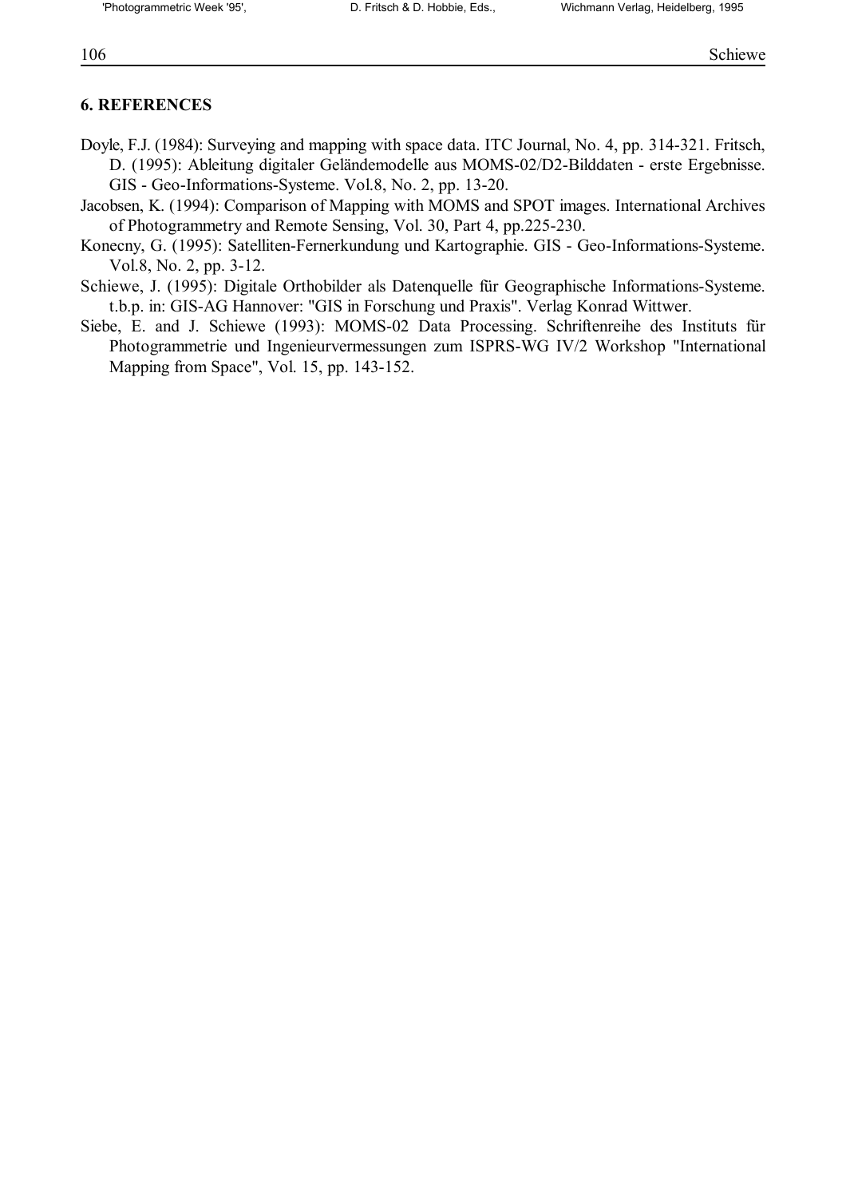## 6. REFERENCES

Doyle, F.J. (1984): Surveying and mapping with space data. ITC Journal, No. 4, pp. 314-321. Fritsch, D. (1995): Ableitung digitaler Geländemodelle aus MOMS-02/D2-Bilddaten - erste Ergebnisse. GIS - Geo-Informations-Systeme. Vol.8, No. 2, pp. 13-20.

Jacobsen, K. (1994): Comparison of Mapping with MOMS and SPOT images. International Archives of Photogrammetry and Remote Sensing, Vol. 30, Part 4, pp.225-230.

Konecny, G. (1995): Satelliten-Fernerkundung und Kartographie. GIS - Geo-Informations-Systeme. Vol.8, No. 2, pp. 3-12.

Schiewe, J. (1995): Digitale Orthobilder als Datenquelle für Geographische Informations-Systeme. t.b.p. in: GIS-AG Hannover: "GIS in Forschung und Praxis". Verlag Konrad Wittwer.

Siebe, E. and J. Schiewe (1993): MOMS-02 Data Processing. Schriftenreihe des Instituts für Photogrammetrie und Ingenieurvermessungen zum ISPRS-WG IV/2 Workshop "International Mapping from Space", Vol. 15, pp. 143-152.